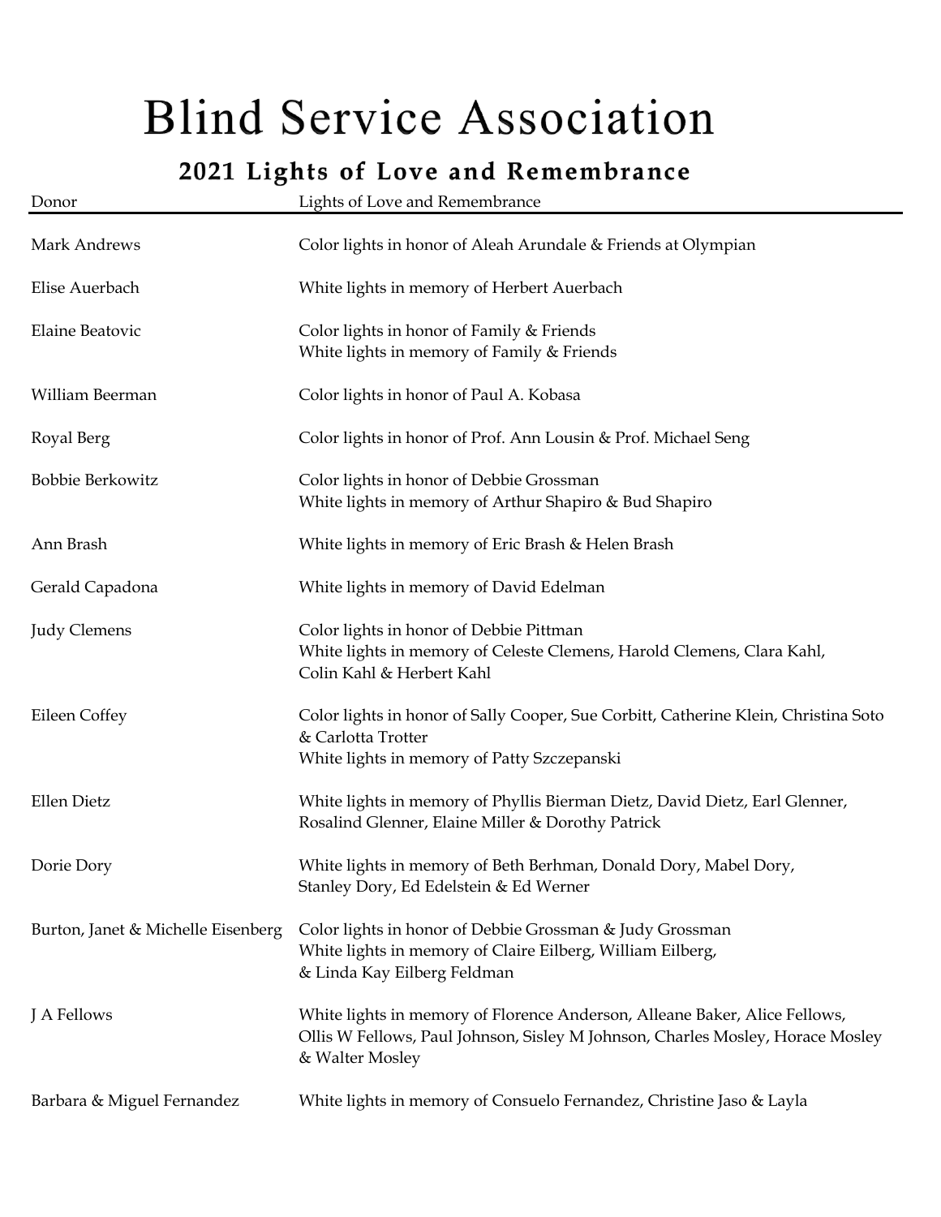# Blind Service Association

## 2021 Lights of Love and Remembrance

| Donor | Lights of Love and Remembrance |
|---|---|
| Mark Andrews | Color lights in honor of Aleah Arundale & Friends at Olympian |
| Elise Auerbach | White lights in memory of Herbert Auerbach |
| Elaine Beatovic | Color lights in honor of Family & Friends<br>White lights in memory of Family & Friends |
| William Beerman | Color lights in honor of Paul A. Kobasa |
| Royal Berg | Color lights in honor of Prof. Ann Lousin & Prof. Michael Seng |
| Bobbie Berkowitz | Color lights in honor of Debbie Grossman<br>White lights in memory of Arthur Shapiro & Bud Shapiro |
| Ann Brash | White lights in memory of Eric Brash & Helen Brash |
| Gerald Capadona | White lights in memory of David Edelman |
| Judy Clemens | Color lights in honor of Debbie Pittman<br>White lights in memory of Celeste Clemens, Harold Clemens, Clara Kahl, Colin Kahl & Herbert Kahl |
| Eileen Coffey | Color lights in honor of Sally Cooper, Sue Corbitt, Catherine Klein, Christina Soto & Carlotta Trotter<br>White lights in memory of Patty Szczepanski |
| Ellen Dietz | White lights in memory of Phyllis Bierman Dietz, David Dietz, Earl Glenner, Rosalind Glenner, Elaine Miller & Dorothy Patrick |
| Dorie Dory | White lights in memory of Beth Berhman, Donald Dory, Mabel Dory, Stanley Dory, Ed Edelstein & Ed Werner |
| Burton, Janet & Michelle Eisenberg | Color lights in honor of Debbie Grossman & Judy Grossman<br>White lights in memory of Claire Eilberg, William Eilberg, & Linda Kay Eilberg Feldman |
| J A Fellows | White lights in memory of Florence Anderson, Alleane Baker, Alice Fellows, Ollis W Fellows, Paul Johnson, Sisley M Johnson, Charles Mosley, Horace Mosley & Walter Mosley |
| Barbara & Miguel Fernandez | White lights in memory of Consuelo Fernandez, Christine Jaso & Layla |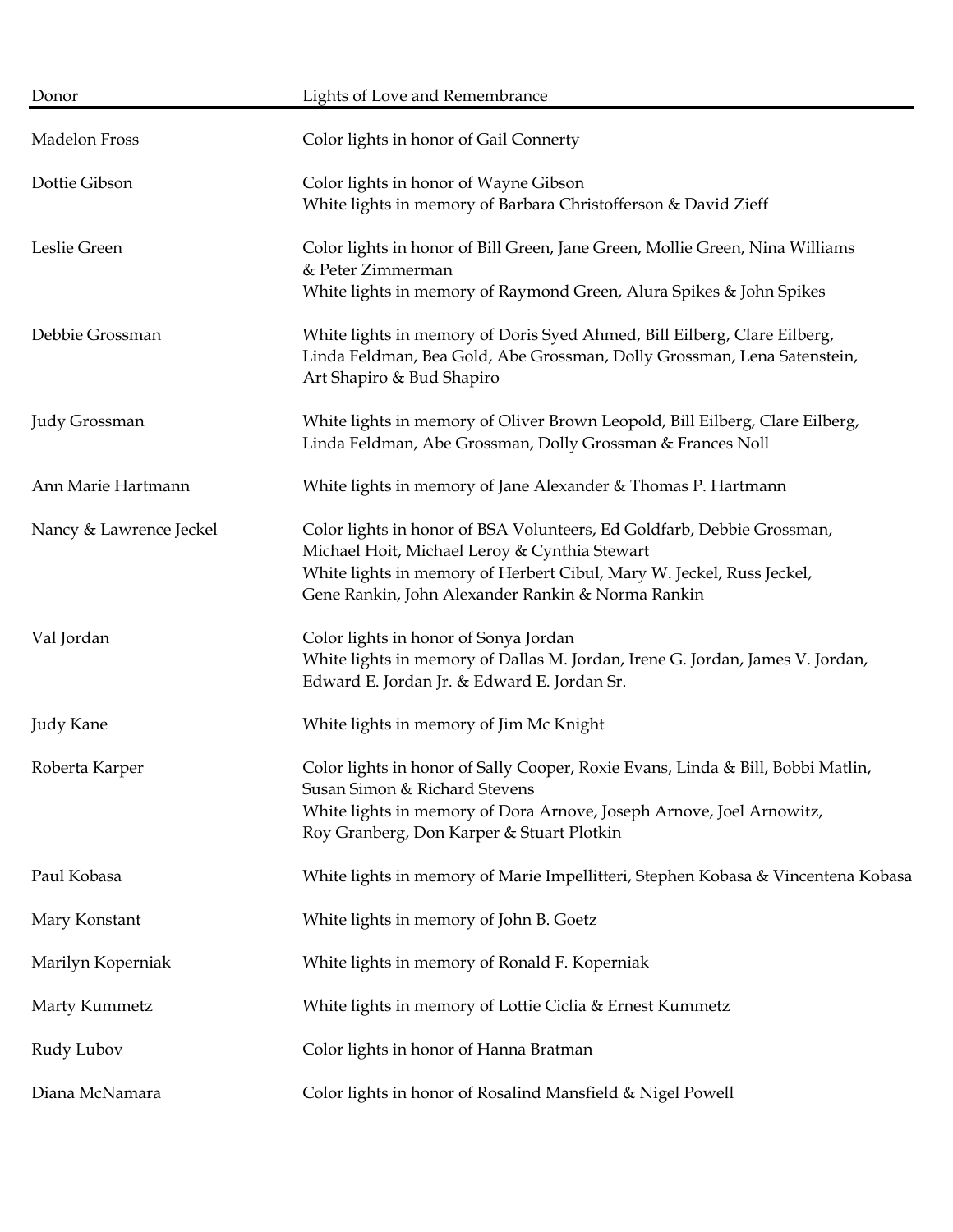| Donor | Lights of Love and Remembrance |
|---|---|
| Madelon Fross | Color lights in honor of Gail Connerty |
| Dottie Gibson | Color lights in honor of Wayne Gibson<br>White lights in memory of Barbara Christofferson & David Zieff |
| Leslie Green | Color lights in honor of Bill Green, Jane Green, Mollie Green, Nina Williams & Peter Zimmerman<br>White lights in memory of Raymond Green, Alura Spikes & John Spikes |
| Debbie Grossman | White lights in memory of Doris Syed Ahmed, Bill Eilberg, Clare Eilberg, Linda Feldman, Bea Gold, Abe Grossman, Dolly Grossman, Lena Satenstein, Art Shapiro & Bud Shapiro |
| Judy Grossman | White lights in memory of Oliver Brown Leopold, Bill Eilberg, Clare Eilberg, Linda Feldman, Abe Grossman, Dolly Grossman & Frances Noll |
| Ann Marie Hartmann | White lights in memory of Jane Alexander & Thomas P. Hartmann |
| Nancy & Lawrence Jeckel | Color lights in honor of BSA Volunteers, Ed Goldfarb, Debbie Grossman, Michael Hoit, Michael Leroy & Cynthia Stewart<br>White lights in memory of Herbert Cibul, Mary W. Jeckel, Russ Jeckel, Gene Rankin, John Alexander Rankin & Norma Rankin |
| Val Jordan | Color lights in honor of Sonya Jordan<br>White lights in memory of Dallas M. Jordan, Irene G. Jordan, James V. Jordan, Edward E. Jordan Jr. & Edward E. Jordan Sr. |
| Judy Kane | White lights in memory of Jim Mc Knight |
| Roberta Karper | Color lights in honor of Sally Cooper, Roxie Evans, Linda & Bill, Bobbi Matlin, Susan Simon & Richard Stevens<br>White lights in memory of Dora Arnove, Joseph Arnove, Joel Arnowitz, Roy Granberg, Don Karper & Stuart Plotkin |
| Paul Kobasa | White lights in memory of Marie Impellitteri, Stephen Kobasa & Vincentena Kobasa |
| Mary Konstant | White lights in memory of John B. Goetz |
| Marilyn Koperniak | White lights in memory of Ronald F. Koperniak |
| Marty Kummetz | White lights in memory of Lottie Ciclia & Ernest Kummetz |
| Rudy Lubov | Color lights in honor of Hanna Bratman |
| Diana McNamara | Color lights in honor of Rosalind Mansfield & Nigel Powell |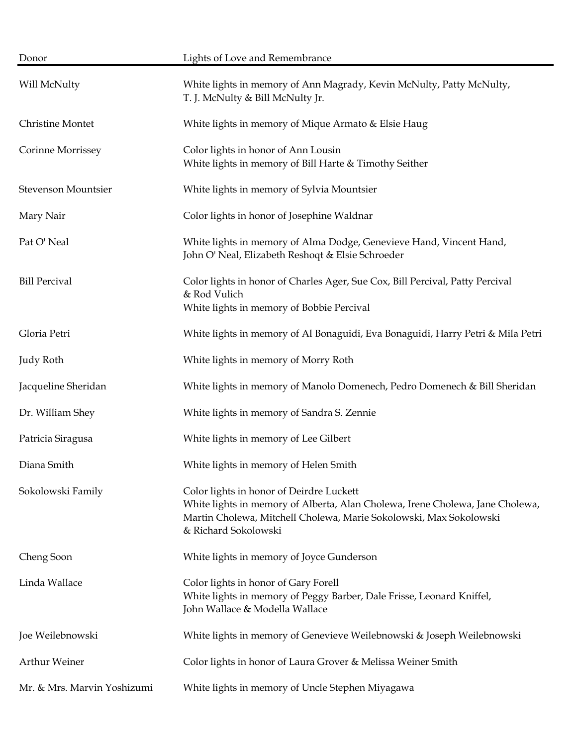| Donor | Lights of Love and Remembrance |
| --- | --- |
| Will McNulty | White lights in memory of Ann Magrady, Kevin McNulty, Patty McNulty, T. J. McNulty & Bill McNulty Jr. |
| Christine Montet | White lights in memory of Mique Armato & Elsie Haug |
| Corinne Morrissey | Color lights in honor of Ann Lousin<br>White lights in memory of Bill Harte & Timothy Seither |
| Stevenson Mountsier | White lights in memory of Sylvia Mountsier |
| Mary Nair | Color lights in honor of Josephine Waldnar |
| Pat O' Neal | White lights in memory of Alma Dodge, Genevieve Hand, Vincent Hand, John O' Neal, Elizabeth Reshoqt & Elsie Schroeder |
| Bill Percival | Color lights in honor of Charles Ager, Sue Cox, Bill Percival, Patty Percival & Rod Vulich<br>White lights in memory of Bobbie Percival |
| Gloria Petri | White lights in memory of Al Bonaguidi, Eva Bonaguidi, Harry Petri & Mila Petri |
| Judy Roth | White lights in memory of Morry Roth |
| Jacqueline Sheridan | White lights in memory of Manolo Domenech, Pedro Domenech & Bill Sheridan |
| Dr. William Shey | White lights in memory of Sandra S. Zennie |
| Patricia Siragusa | White lights in memory of Lee Gilbert |
| Diana Smith | White lights in memory of Helen Smith |
| Sokolowski Family | Color lights in honor of Deirdre Luckett<br>White lights in memory of Alberta, Alan Cholewa, Irene Cholewa, Jane Cholewa, Martin Cholewa, Mitchell Cholewa, Marie Sokolowski, Max Sokolowski & Richard Sokolowski |
| Cheng Soon | White lights in memory of Joyce Gunderson |
| Linda Wallace | Color lights in honor of Gary Forell<br>White lights in memory of Peggy Barber, Dale Frisse, Leonard Kniffel, John Wallace & Modella Wallace |
| Joe Weilebnowski | White lights in memory of Genevieve Weilebnowski & Joseph Weilebnowski |
| Arthur Weiner | Color lights in honor of Laura Grover & Melissa Weiner Smith |
| Mr. & Mrs. Marvin Yoshizumi | White lights in memory of Uncle Stephen Miyagawa |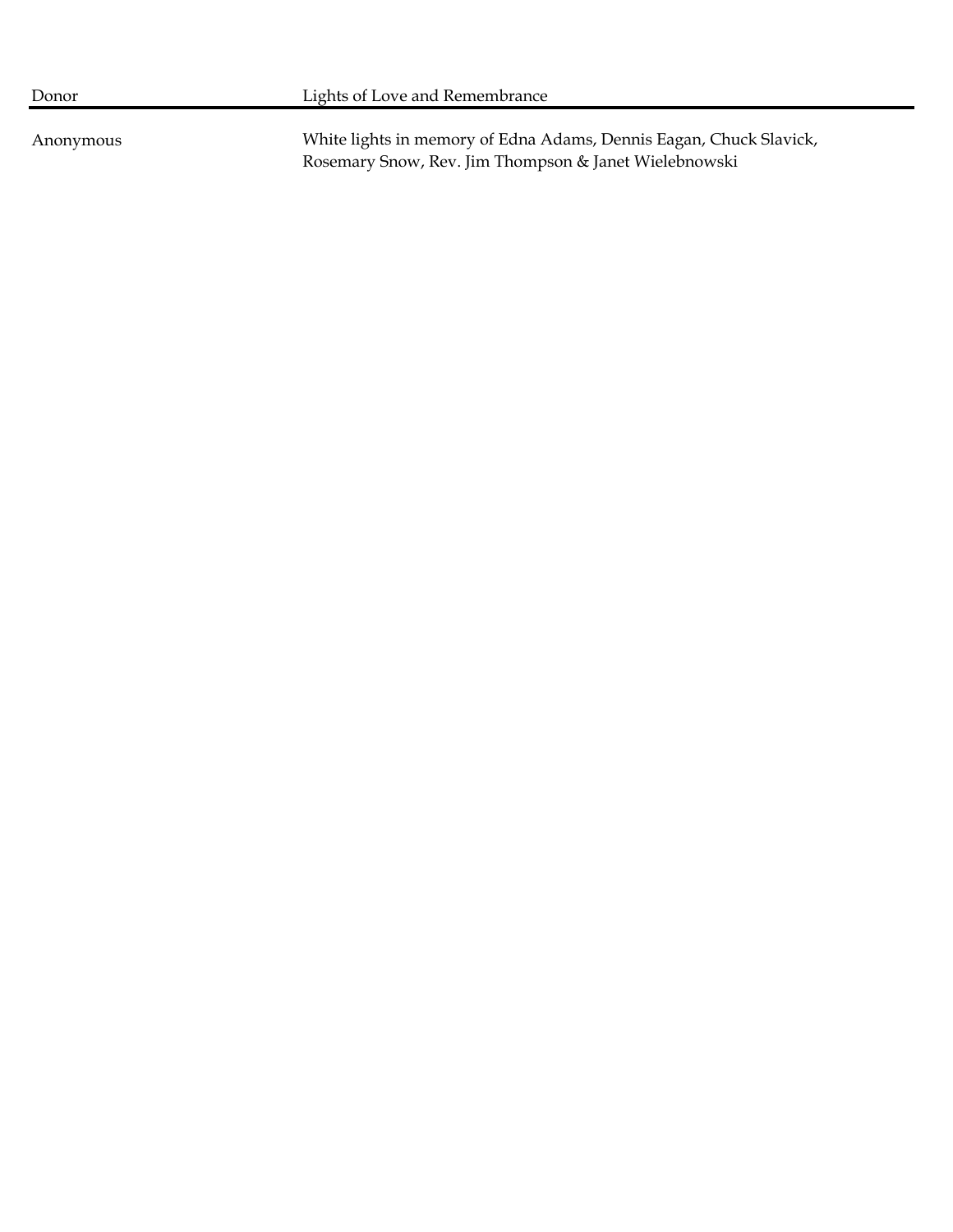| Donor | Lights of Love and Remembrance |
|---|---|
| Anonymous | White lights in memory of Edna Adams, Dennis Eagan, Chuck Slavick, Rosemary Snow, Rev. Jim Thompson & Janet Wielebnowski |